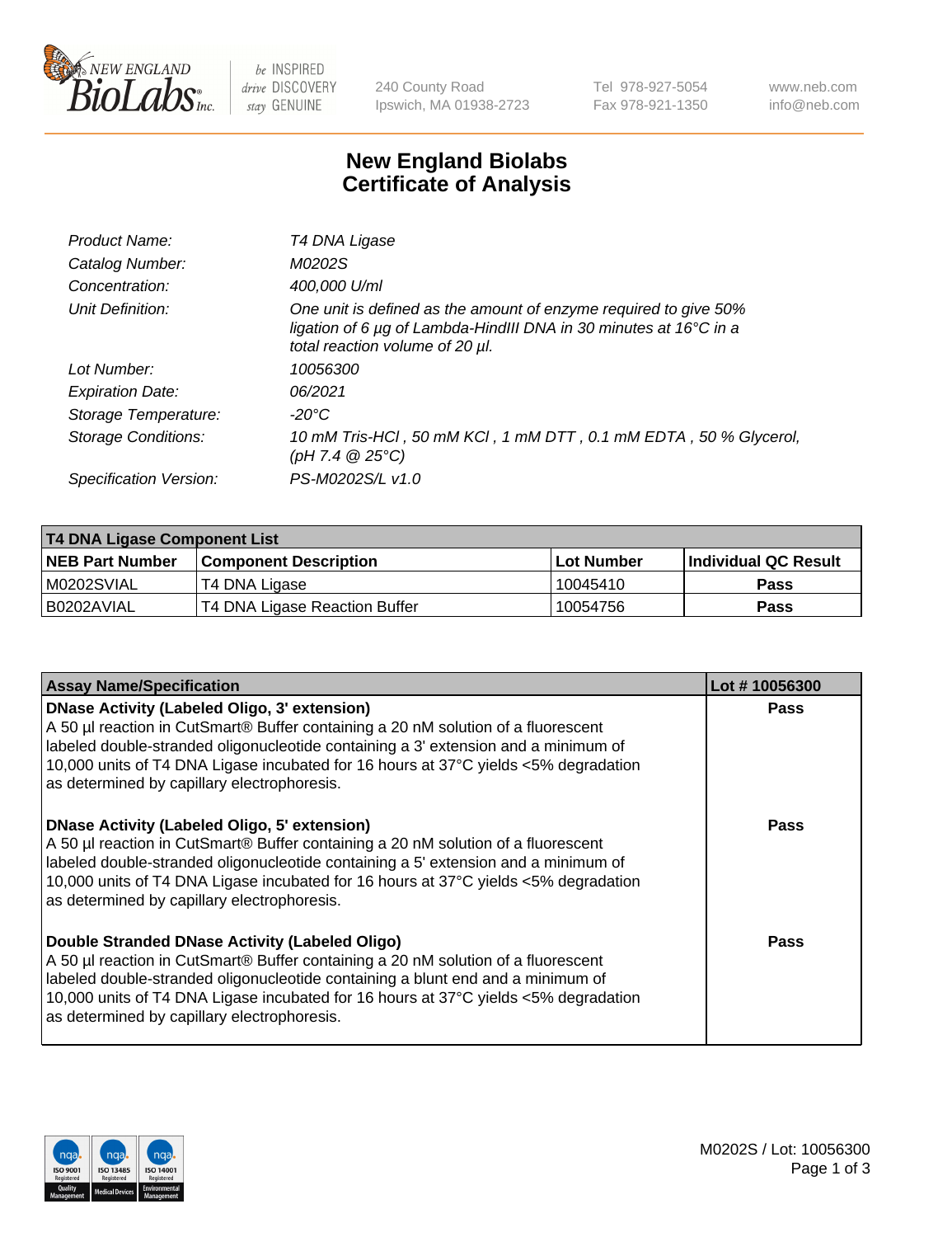240 County Road
Ipswich, MA 01938-2723

Tel 978-927-5054
Fax 978-921-1350

www.neb.com
info@neb.com

# New England Biolabs
# Certificate of Analysis

| | |
|---|---|
| *Product Name:* | *T4 DNA Ligase* |
| *Catalog Number:* | *M0202S* |
| *Concentration:* | *400,000 U/ml* |
| *Unit Definition:* | *One unit is defined as the amount of enzyme required to give 50% ligation of 6 µg of Lambda-HindIII DNA in 30 minutes at 16°C in a total reaction volume of 20 µl.* |
| *Lot Number:* | *10056300* |
| *Expiration Date:* | *06/2021* |
| *Storage Temperature:* | *-20°C* |
| *Storage Conditions:* | *10 mM Tris-HCl , 50 mM KCl , 1 mM DTT , 0.1 mM EDTA , 50 % Glycerol, (pH 7.4 @ 25°C)* |
| *Specification Version:* | *PS-M0202S/L v1.0* |

| T4 DNA Ligase Component List | | | |
|---|---|---|---|
| **NEB Part Number** | **Component Description** | **Lot Number** | **Individual QC Result** |
| M0202SVIAL | T4 DNA Ligase | 10045410 | **Pass** |
| B0202AVIAL | T4 DNA Ligase Reaction Buffer | 10054756 | **Pass** |

| Assay Name/Specification | Lot # 10056300 |
|---|---|
| **DNase Activity (Labeled Oligo, 3' extension)** A 50 µl reaction in CutSmart® Buffer containing a 20 nM solution of a fluorescent labeled double-stranded oligonucleotide containing a 3' extension and a minimum of 10,000 units of T4 DNA Ligase incubated for 16 hours at 37°C yields <5% degradation as determined by capillary electrophoresis. | **Pass** |
| **DNase Activity (Labeled Oligo, 5' extension)** A 50 µl reaction in CutSmart® Buffer containing a 20 nM solution of a fluorescent labeled double-stranded oligonucleotide containing a 5' extension and a minimum of 10,000 units of T4 DNA Ligase incubated for 16 hours at 37°C yields <5% degradation as determined by capillary electrophoresis. | **Pass** |
| **Double Stranded DNase Activity (Labeled Oligo)** A 50 µl reaction in CutSmart® Buffer containing a 20 nM solution of a fluorescent labeled double-stranded oligonucleotide containing a blunt end and a minimum of 10,000 units of T4 DNA Ligase incubated for 16 hours at 37°C yields <5% degradation as determined by capillary electrophoresis. | **Pass** |

M0202S / Lot: 10056300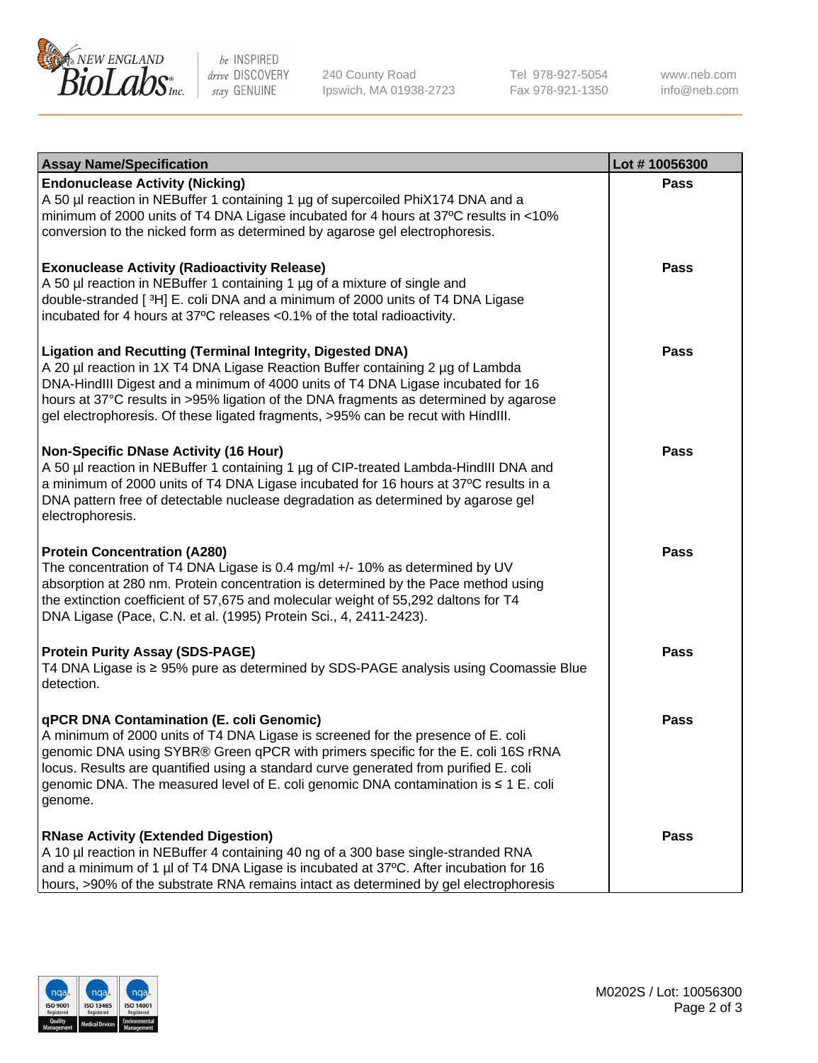| Assay Name/Specification | Lot # 10056300 |
| --- | --- |
| **Endonuclease Activity (Nicking)**<br>A 50 µl reaction in NEBuffer 1 containing 1 µg of supercoiled PhiX174 DNA and a minimum of 2000 units of T4 DNA Ligase incubated for 4 hours at 37ºC results in <10% conversion to the nicked form as determined by agarose gel electrophoresis. | Pass |
| **Exonuclease Activity (Radioactivity Release)**<br>A 50 µl reaction in NEBuffer 1 containing 1 µg of a mixture of single and double-stranded [ $^3$H] E. coli DNA and a minimum of 2000 units of T4 DNA Ligase incubated for 4 hours at 37ºC releases <0.1% of the total radioactivity. | Pass |
| **Ligation and Recutting (Terminal Integrity, Digested DNA)**<br>A 20 µl reaction in 1X T4 DNA Ligase Reaction Buffer containing 2 µg of Lambda DNA-HindIII Digest and a minimum of 4000 units of T4 DNA Ligase incubated for 16 hours at 37°C results in >95% ligation of the DNA fragments as determined by agarose gel electrophoresis. Of these ligated fragments, >95% can be recut with HindIII. | Pass |
| **Non-Specific DNase Activity (16 Hour)**<br>A 50 µl reaction in NEBuffer 1 containing 1 µg of CIP-treated Lambda-HindIII DNA and a minimum of 2000 units of T4 DNA Ligase incubated for 16 hours at 37ºC results in a DNA pattern free of detectable nuclease degradation as determined by agarose gel electrophoresis. | Pass |
| **Protein Concentration (A280)**<br>The concentration of T4 DNA Ligase is 0.4 mg/ml +/- 10% as determined by UV absorption at 280 nm. Protein concentration is determined by the Pace method using the extinction coefficient of 57,675 and molecular weight of 55,292 daltons for T4 DNA Ligase (Pace, C.N. et al. (1995) Protein Sci., 4, 2411-2423). | Pass |
| **Protein Purity Assay (SDS-PAGE)**<br>T4 DNA Ligase is ≥ 95% pure as determined by SDS-PAGE analysis using Coomassie Blue detection. | Pass |
| **qPCR DNA Contamination (E. coli Genomic)**<br>A minimum of 2000 units of T4 DNA Ligase is screened for the presence of E. coli genomic DNA using SYBR® Green qPCR with primers specific for the E. coli 16S rRNA locus. Results are quantified using a standard curve generated from purified E. coli genomic DNA. The measured level of E. coli genomic DNA contamination is ≤ 1 E. coli genome. | Pass |
| **RNase Activity (Extended Digestion)**<br>A 10 µl reaction in NEBuffer 4 containing 40 ng of a 300 base single-stranded RNA and a minimum of 1 µl of T4 DNA Ligase is incubated at 37ºC. After incubation for 16 hours, >90% of the substrate RNA remains intact as determined by gel electrophoresis | Pass |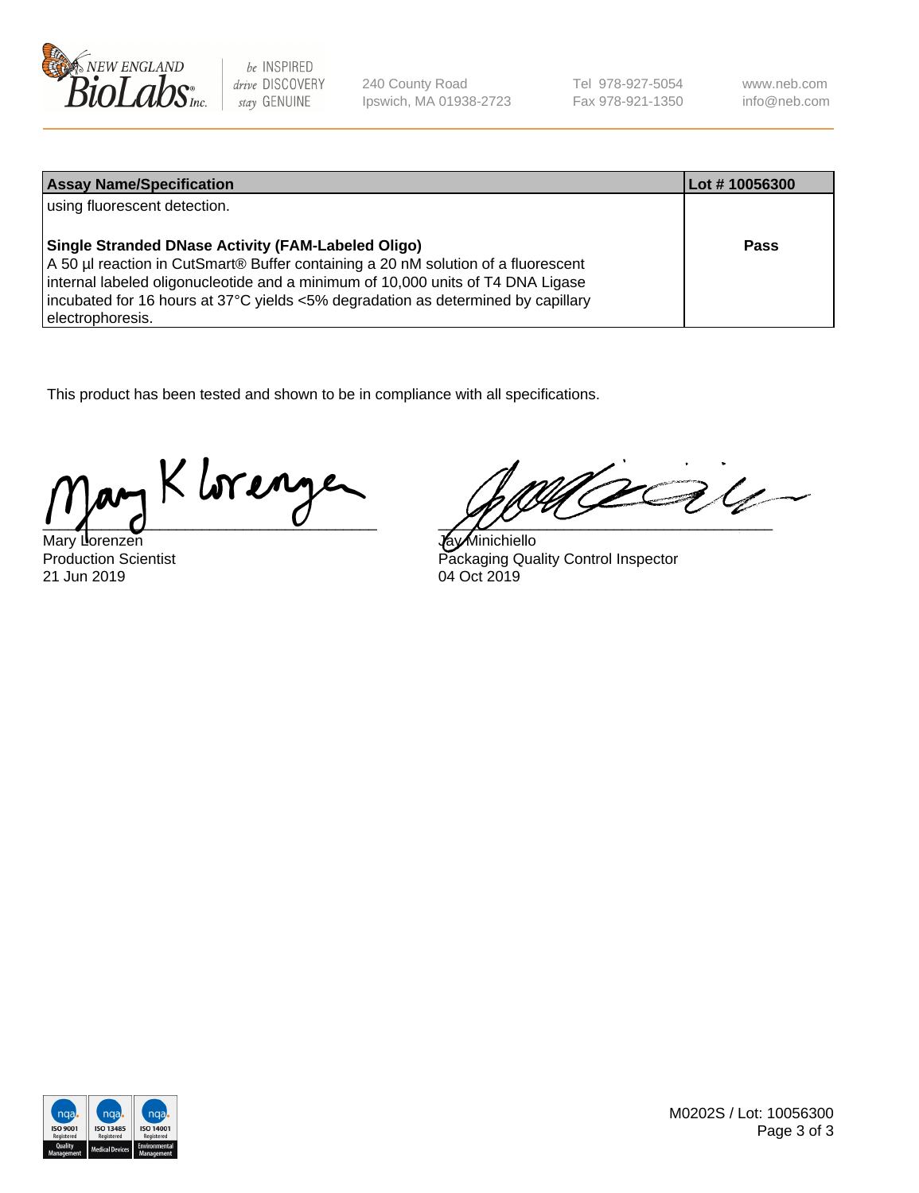| Assay Name/Specification | Lot # 10056300 |
|---|---|
| using fluorescent detection. | |
| **Single Stranded DNase Activity (FAM-Labeled Oligo)**<br>A 50 µl reaction in CutSmart® Buffer containing a 20 nM solution of a fluorescent internal labeled oligonucleotide and a minimum of 10,000 units of T4 DNA Ligase incubated for 16 hours at 37°C yields <5% degradation as determined by capillary electrophoresis. | **Pass** |

This product has been tested and shown to be in compliance with all specifications.

Mary Lorenzen
Production Scientist
21 Jun 2019

Jay Minichiello
Packaging Quality Control Inspector
04 Oct 2019

M0202S / Lot: 10056300